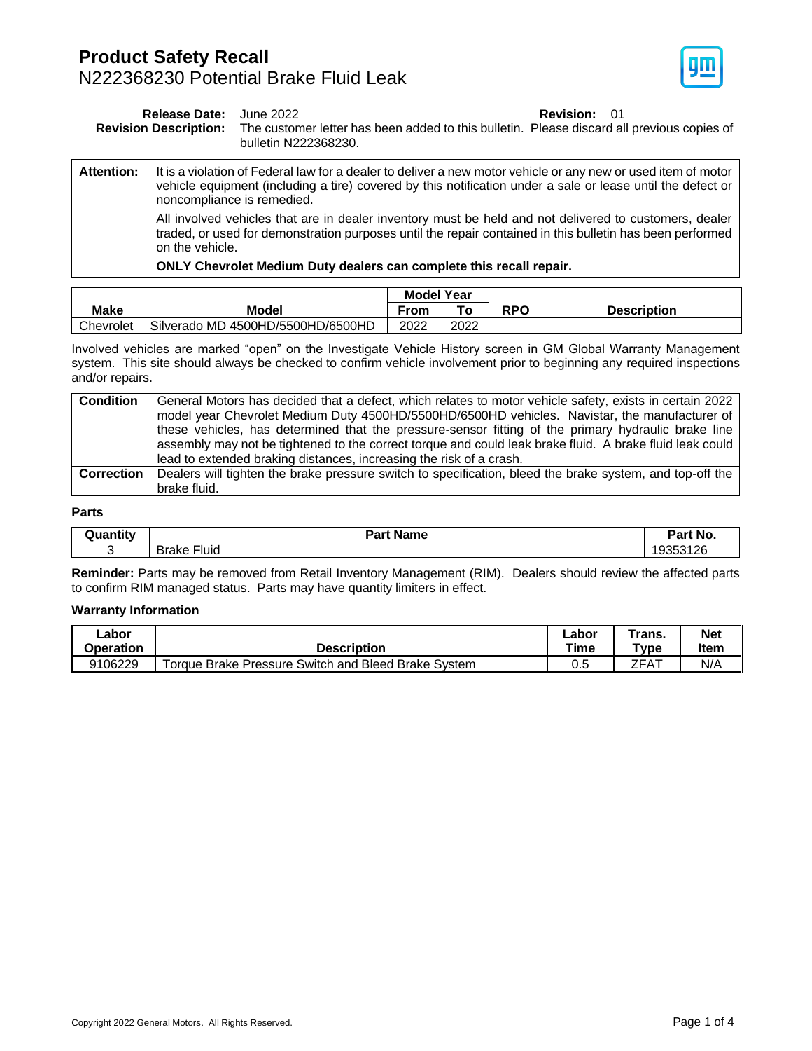# Product Safety Recall

## N222368230 Potential Brake Fluid Leak

**Release Date:** June 2022

**Revision:** 01

**Revision Description:** The customer letter has been added to this bulletin. Please discard all previous copies of bulletin N222368230.

| | |
|---|---|
| **Attention:** | It is a violation of Federal law for a dealer to deliver a new motor vehicle or any new or used item of motor vehicle equipment (including a tire) covered by this notification under a sale or lease until the defect or noncompliance is remedied.<br><br>All involved vehicles that are in dealer inventory must be held and not delivered to customers, dealer traded, or used for demonstration purposes until the repair contained in this bulletin has been performed on the vehicle.<br><br>**ONLY Chevrolet Medium Duty dealers can complete this recall repair.** |

| Make | Model | Model Year | | RPO | Description |
|---|---|---|---|---|---|
| | | From | To | | |
| Chevrolet | Silverado MD 4500HD/5500HD/6500HD | 2022 | 2022 | | |

Involved vehicles are marked "open" on the Investigate Vehicle History screen in GM Global Warranty Management system. This site should always be checked to confirm vehicle involvement prior to beginning any required inspections and/or repairs.

| | |
|---|---|
| **Condition** | General Motors has decided that a defect, which relates to motor vehicle safety, exists in certain 2022 model year Chevrolet Medium Duty 4500HD/5500HD/6500HD vehicles. Navistar, the manufacturer of these vehicles, has determined that the pressure-sensor fitting of the primary hydraulic brake line assembly may not be tightened to the correct torque and could leak brake fluid. A brake fluid leak could lead to extended braking distances, increasing the risk of a crash. |
| **Correction** | Dealers will tighten the brake pressure switch to specification, bleed the brake system, and top-off the brake fluid. |

### Parts

| Quantity | Part Name | Part No. |
|---|---|---|
| 3 | Brake Fluid | 19353126 |

**Reminder:** Parts may be removed from Retail Inventory Management (RIM). Dealers should review the affected parts to confirm RIM managed status. Parts may have quantity limiters in effect.

### Warranty Information

| Labor Operation | Description | Labor Time | Trans. Type | Net Item |
|---|---|---|---|---|
| 9106229 | Torque Brake Pressure Switch and Bleed Brake System | 0.5 | ZFAT | N/A |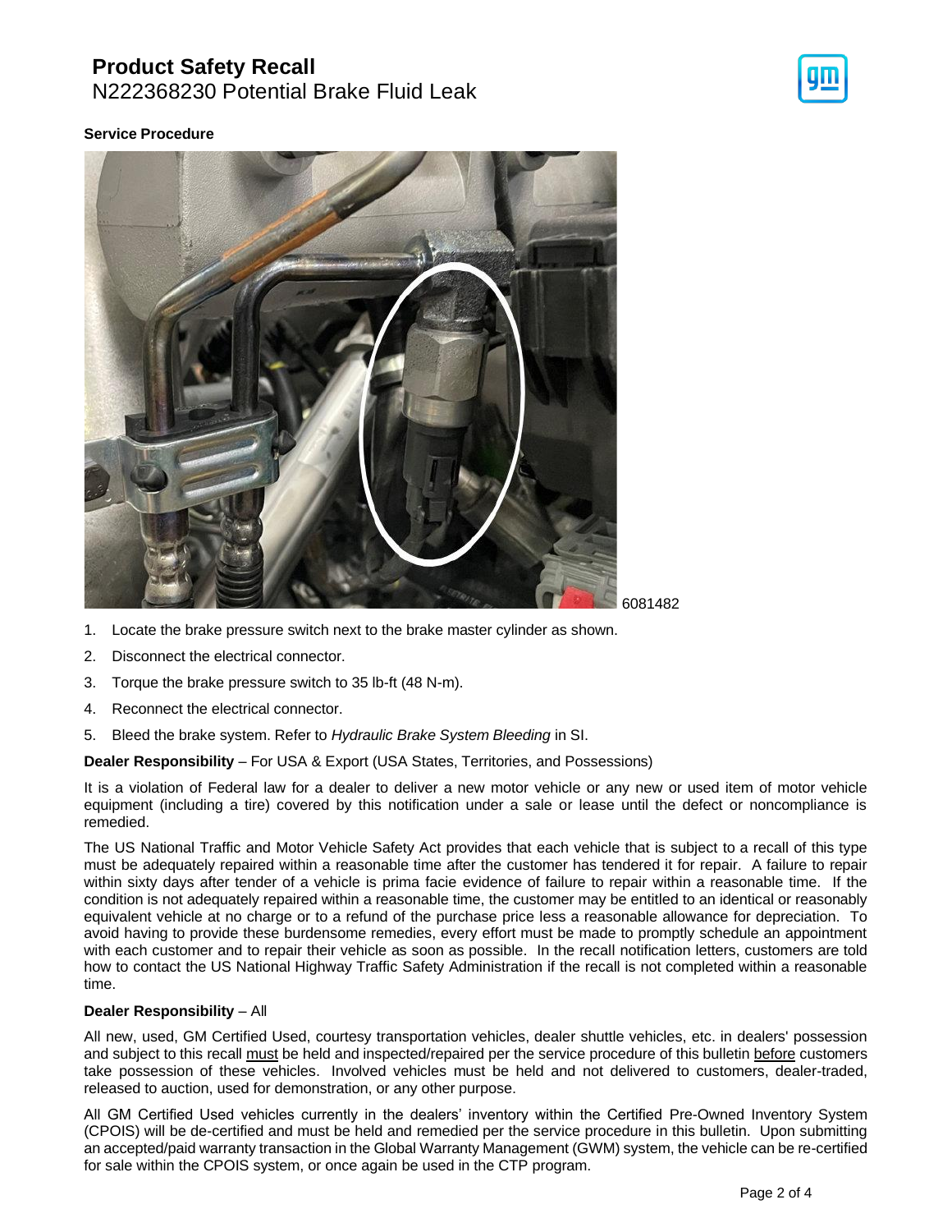**Service Procedure**

6081482

1. Locate the brake pressure switch next to the brake master cylinder as shown.
2. Disconnect the electrical connector.
3. Torque the brake pressure switch to 35 lb-ft (48 N-m).
4. Reconnect the electrical connector.
5. Bleed the brake system. Refer to *Hydraulic Brake System Bleeding* in SI.

**Dealer Responsibility** – For USA & Export (USA States, Territories, and Possessions)

It is a violation of Federal law for a dealer to deliver a new motor vehicle or any new or used item of motor vehicle equipment (including a tire) covered by this notification under a sale or lease until the defect or noncompliance is remedied.

The US National Traffic and Motor Vehicle Safety Act provides that each vehicle that is subject to a recall of this type must be adequately repaired within a reasonable time after the customer has tendered it for repair. A failure to repair within sixty days after tender of a vehicle is prima facie evidence of failure to repair within a reasonable time. If the condition is not adequately repaired within a reasonable time, the customer may be entitled to an identical or reasonably equivalent vehicle at no charge or to a refund of the purchase price less a reasonable allowance for depreciation. To avoid having to provide these burdensome remedies, every effort must be made to promptly schedule an appointment with each customer and to repair their vehicle as soon as possible. In the recall notification letters, customers are told how to contact the US National Highway Traffic Safety Administration if the recall is not completed within a reasonable time.

**Dealer Responsibility** – All

All new, used, GM Certified Used, courtesy transportation vehicles, dealer shuttle vehicles, etc. in dealers' possession and subject to this recall must be held and inspected/repaired per the service procedure of this bulletin before customers take possession of these vehicles. Involved vehicles must be held and not delivered to customers, dealer-traded, released to auction, used for demonstration, or any other purpose.

All GM Certified Used vehicles currently in the dealers' inventory within the Certified Pre-Owned Inventory System (CPOIS) will be de-certified and must be held and remedied per the service procedure in this bulletin. Upon submitting an accepted/paid warranty transaction in the Global Warranty Management (GWM) system, the vehicle can be re-certified for sale within the CPOIS system, or once again be used in the CTP program.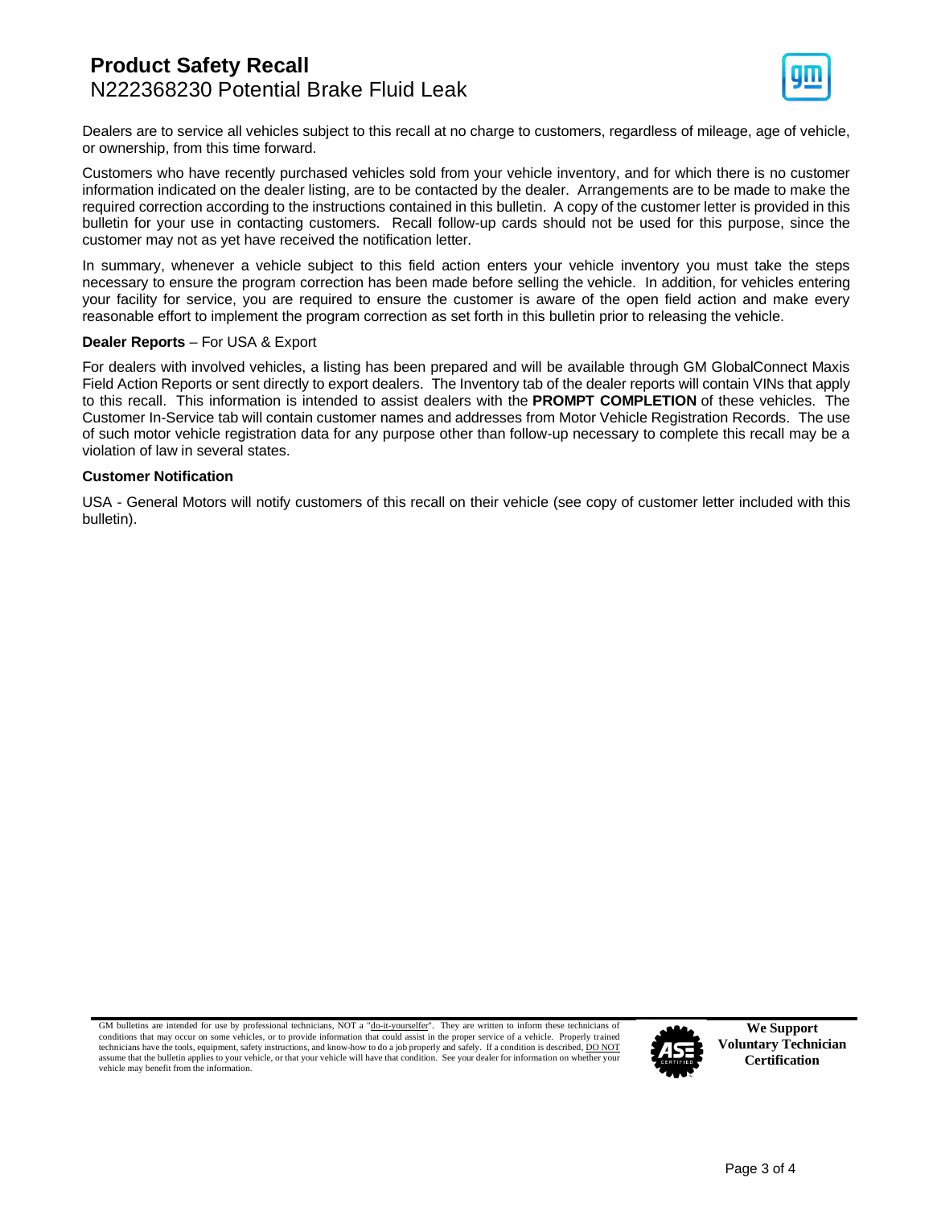Dealers are to service all vehicles subject to this recall at no charge to customers, regardless of mileage, age of vehicle, or ownership, from this time forward.

Customers who have recently purchased vehicles sold from your vehicle inventory, and for which there is no customer information indicated on the dealer listing, are to be contacted by the dealer. Arrangements are to be made to make the required correction according to the instructions contained in this bulletin. A copy of the customer letter is provided in this bulletin for your use in contacting customers. Recall follow-up cards should not be used for this purpose, since the customer may not as yet have received the notification letter.

In summary, whenever a vehicle subject to this field action enters your vehicle inventory you must take the steps necessary to ensure the program correction has been made before selling the vehicle. In addition, for vehicles entering your facility for service, you are required to ensure the customer is aware of the open field action and make every reasonable effort to implement the program correction as set forth in this bulletin prior to releasing the vehicle.

**Dealer Reports** – For USA & Export

For dealers with involved vehicles, a listing has been prepared and will be available through GM GlobalConnect Maxis Field Action Reports or sent directly to export dealers. The Inventory tab of the dealer reports will contain VINs that apply to this recall. This information is intended to assist dealers with the **PROMPT COMPLETION** of these vehicles. The Customer In-Service tab will contain customer names and addresses from Motor Vehicle Registration Records. The use of such motor vehicle registration data for any purpose other than follow-up necessary to complete this recall may be a violation of law in several states.

**Customer Notification**

USA - General Motors will notify customers of this recall on their vehicle (see copy of customer letter included with this bulletin).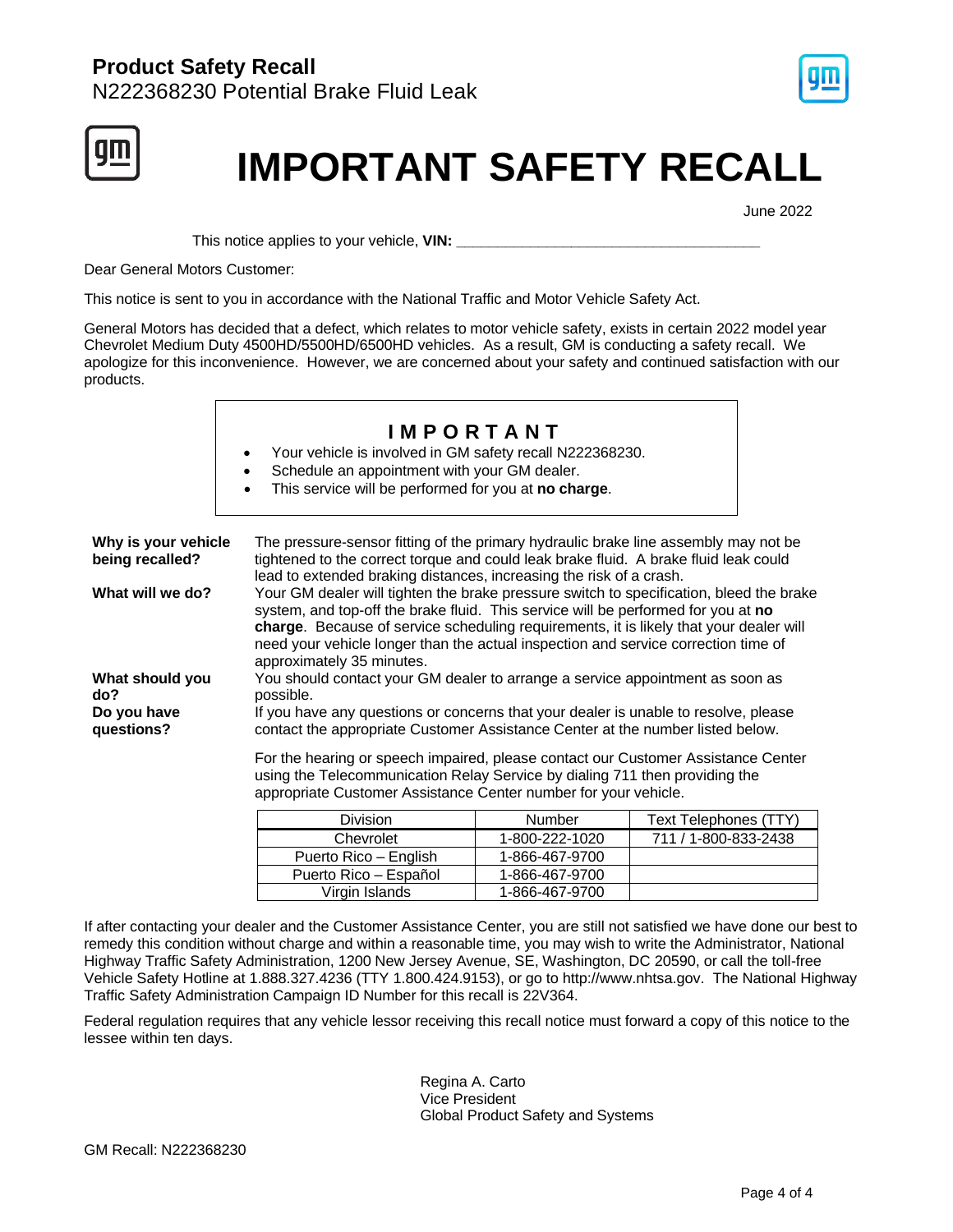**Product Safety Recall**
N222368230 Potential Brake Fluid Leak

# IMPORTANT SAFETY RECALL

June 2022

This notice applies to your vehicle, **VIN: \_\_\_\_\_\_\_\_\_\_\_\_\_\_\_\_\_\_\_\_\_\_\_\_\_\_\_\_\_\_\_\_\_\_\_\_**

Dear General Motors Customer:

This notice is sent to you in accordance with the National Traffic and Motor Vehicle Safety Act.

General Motors has decided that a defect, which relates to motor vehicle safety, exists in certain 2022 model year Chevrolet Medium Duty 4500HD/5500HD/6500HD vehicles. As a result, GM is conducting a safety recall. We apologize for this inconvenience. However, we are concerned about your safety and continued satisfaction with our products.

**IMPORTANT**

- Your vehicle is involved in GM safety recall N222368230.
- Schedule an appointment with your GM dealer.
- This service will be performed for you at **no charge**.

**Why is your vehicle being recalled?** The pressure-sensor fitting of the primary hydraulic brake line assembly may not be tightened to the correct torque and could leak brake fluid. A brake fluid leak could lead to extended braking distances, increasing the risk of a crash.

**What will we do?** Your GM dealer will tighten the brake pressure switch to specification, bleed the brake system, and top-off the brake fluid. This service will be performed for you at **no charge**. Because of service scheduling requirements, it is likely that your dealer will need your vehicle longer than the actual inspection and service correction time of approximately 35 minutes.

**What should you do?** You should contact your GM dealer to arrange a service appointment as soon as possible.

**Do you have questions?** If you have any questions or concerns that your dealer is unable to resolve, please contact the appropriate Customer Assistance Center at the number listed below.

For the hearing or speech impaired, please contact our Customer Assistance Center using the Telecommunication Relay Service by dialing 711 then providing the appropriate Customer Assistance Center number for your vehicle.

| Division | Number | Text Telephones (TTY) |
|---|---|---|
| Chevrolet | 1-800-222-1020 | 711 / 1-800-833-2438 |
| Puerto Rico – English | 1-866-467-9700 | |
| Puerto Rico – Español | 1-866-467-9700 | |
| Virgin Islands | 1-866-467-9700 | |

If after contacting your dealer and the Customer Assistance Center, you are still not satisfied we have done our best to remedy this condition without charge and within a reasonable time, you may wish to write the Administrator, National Highway Traffic Safety Administration, 1200 New Jersey Avenue, SE, Washington, DC 20590, or call the toll-free Vehicle Safety Hotline at 1.888.327.4236 (TTY 1.800.424.9153), or go to http://www.nhtsa.gov. The National Highway Traffic Safety Administration Campaign ID Number for this recall is 22V364.

Federal regulation requires that any vehicle lessor receiving this recall notice must forward a copy of this notice to the lessee within ten days.

Regina A. Carto
Vice President
Global Product Safety and Systems

GM Recall: N222368230